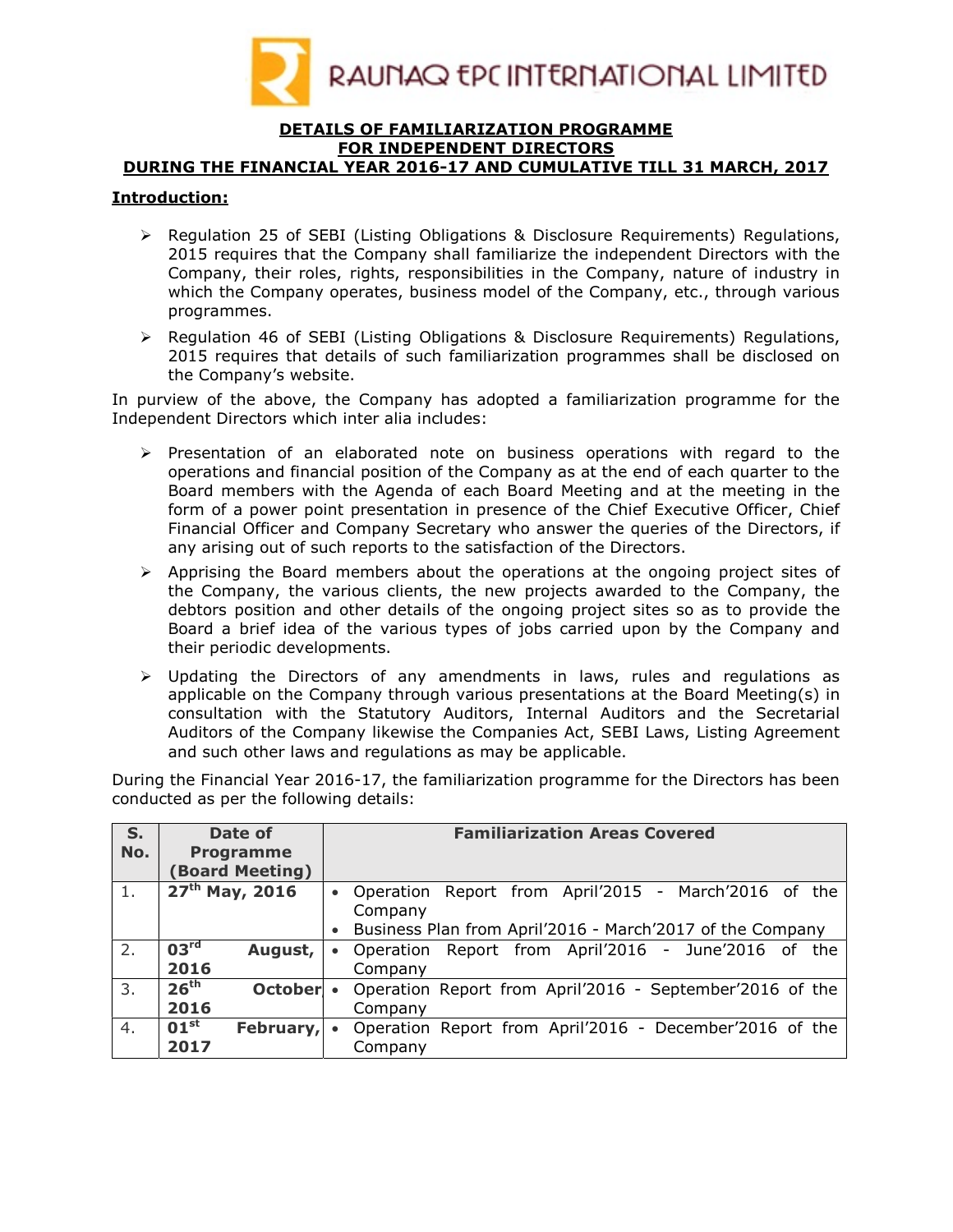RAUNAQ EPC INTERNATIONAL LIMITED

# DETAILS OF FAMILIARIZATION PROGRAMME FOR INDEPENDENT DIRECTORS DURING THE FINANCIAL YEAR 2016-17 AND CUMULATIVE TILL 31 MARCH, 2017

## Introduction:

- Regulation 25 of SEBI (Listing Obligations & Disclosure Requirements) Regulations, 2015 requires that the Company shall familiarize the independent Directors with the Company, their roles, rights, responsibilities in the Company, nature of industry in which the Company operates, business model of the Company, etc., through various programmes.
- Regulation 46 of SEBI (Listing Obligations & Disclosure Requirements) Regulations, 2015 requires that details of such familiarization programmes shall be disclosed on the Company's website.

In purview of the above, the Company has adopted a familiarization programme for the Independent Directors which inter alia includes:

- Presentation of an elaborated note on business operations with regard to the operations and financial position of the Company as at the end of each quarter to the Board members with the Agenda of each Board Meeting and at the meeting in the form of a power point presentation in presence of the Chief Executive Officer, Chief Financial Officer and Company Secretary who answer the queries of the Directors, if any arising out of such reports to the satisfaction of the Directors.
- Apprising the Board members about the operations at the ongoing project sites of the Company, the various clients, the new projects awarded to the Company, the debtors position and other details of the ongoing project sites so as to provide the Board a brief idea of the various types of jobs carried upon by the Company and their periodic developments.
- Updating the Directors of any amendments in laws, rules and regulations as applicable on the Company through various presentations at the Board Meeting(s) in consultation with the Statutory Auditors, Internal Auditors and the Secretarial Auditors of the Company likewise the Companies Act, SEBI Laws, Listing Agreement and such other laws and regulations as may be applicable.

During the Financial Year 2016-17, the familiarization programme for the Directors has been conducted as per the following details:

| S. No. | Date of Programme (Board Meeting) | Familiarization Areas Covered |
|---|---|---|
| 1. | 27th May, 2016 | • Operation Report from April'2015 - March'2016 of the Company<br>• Business Plan from April'2016 - March'2017 of the Company |
| 2. | 03rd August, 2016 | • Operation Report from April'2016 - June'2016 of the Company |
| 3. | 26th October 2016 | • Operation Report from April'2016 - September'2016 of the Company |
| 4. | 01st February, 2017 | • Operation Report from April'2016 - December'2016 of the Company |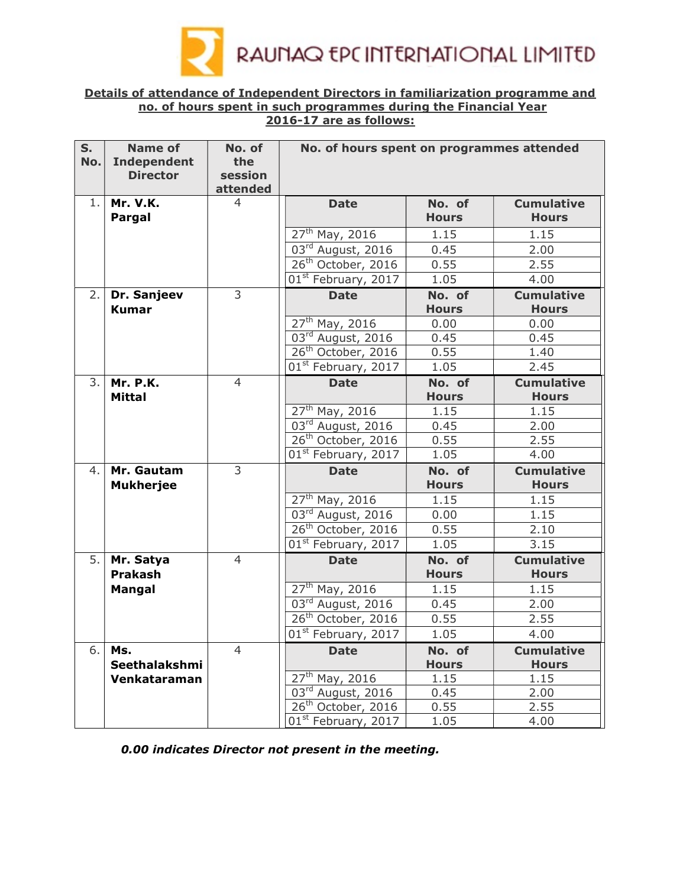# RAUNAQ EPC INTERNATIONAL LIMITED

**Details of attendance of Independent Directors in familiarization programme and no. of hours spent in such programmes during the Financial Year 2016-17 are as follows:**

| S. No. | Name of Independent Director | No. of the session attended | No. of hours spent on programmes attended | | |
|---|---|---|---|---|---|
| | | | **Date** | **No. of Hours** | **Cumulative Hours** |
| 1. | **Mr. V.K. Pargal** | 4 | 27th May, 2016 | 1.15 | 1.15 |
| | | | 03rd August, 2016 | 0.45 | 2.00 |
| | | | 26th October, 2016 | 0.55 | 2.55 |
| | | | 01st February, 2017 | 1.05 | 4.00 |
| 2. | **Dr. Sanjeev Kumar** | 3 | 27th May, 2016 | 0.00 | 0.00 |
| | | | 03rd August, 2016 | 0.45 | 0.45 |
| | | | 26th October, 2016 | 0.55 | 1.40 |
| | | | 01st February, 2017 | 1.05 | 2.45 |
| 3. | **Mr. P.K. Mittal** | 4 | 27th May, 2016 | 1.15 | 1.15 |
| | | | 03rd August, 2016 | 0.45 | 2.00 |
| | | | 26th October, 2016 | 0.55 | 2.55 |
| | | | 01st February, 2017 | 1.05 | 4.00 |
| 4. | **Mr. Gautam Mukherjee** | 3 | 27th May, 2016 | 1.15 | 1.15 |
| | | | 03rd August, 2016 | 0.00 | 1.15 |
| | | | 26th October, 2016 | 0.55 | 2.10 |
| | | | 01st February, 2017 | 1.05 | 3.15 |
| 5. | **Mr. Satya Prakash Mangal** | 4 | 27th May, 2016 | 1.15 | 1.15 |
| | | | 03rd August, 2016 | 0.45 | 2.00 |
| | | | 26th October, 2016 | 0.55 | 2.55 |
| | | | 01st February, 2017 | 1.05 | 4.00 |
| 6. | **Ms. Seethalakshmi Venkataraman** | 4 | 27th May, 2016 | 1.15 | 1.15 |
| | | | 03rd August, 2016 | 0.45 | 2.00 |
| | | | 26th October, 2016 | 0.55 | 2.55 |
| | | | 01st February, 2017 | 1.05 | 4.00 |

***0.00 indicates Director not present in the meeting.***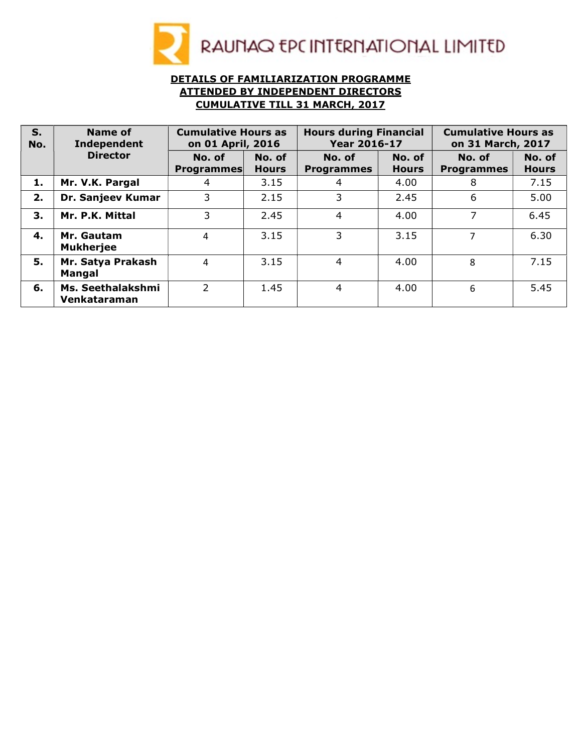RAUNAQ EPC INTERNATIONAL LIMITED

**DETAILS OF FAMILIARIZATION PROGRAMME**
**ATTENDED BY INDEPENDENT DIRECTORS**
**CUMULATIVE TILL 31 MARCH, 2017**

| S. No. | Name of Independent Director | Cumulative Hours as on 01 April, 2016 | | Hours during Financial Year 2016-17 | | Cumulative Hours as on 31 March, 2017 | |
|---|---|---|---|---|---|---|---|
| | | No. of Programmes | No. of Hours | No. of Programmes | No. of Hours | No. of Programmes | No. of Hours |
| **1.** | **Mr. V.K. Pargal** | 4 | 3.15 | 4 | 4.00 | 8 | 7.15 |
| **2.** | **Dr. Sanjeev Kumar** | 3 | 2.15 | 3 | 2.45 | 6 | 5.00 |
| **3.** | **Mr. P.K. Mittal** | 3 | 2.45 | 4 | 4.00 | 7 | 6.45 |
| **4.** | **Mr. Gautam Mukherjee** | 4 | 3.15 | 3 | 3.15 | 7 | 6.30 |
| **5.** | **Mr. Satya Prakash Mangal** | 4 | 3.15 | 4 | 4.00 | 8 | 7.15 |
| **6.** | **Ms. Seethalakshmi Venkataraman** | 2 | 1.45 | 4 | 4.00 | 6 | 5.45 |